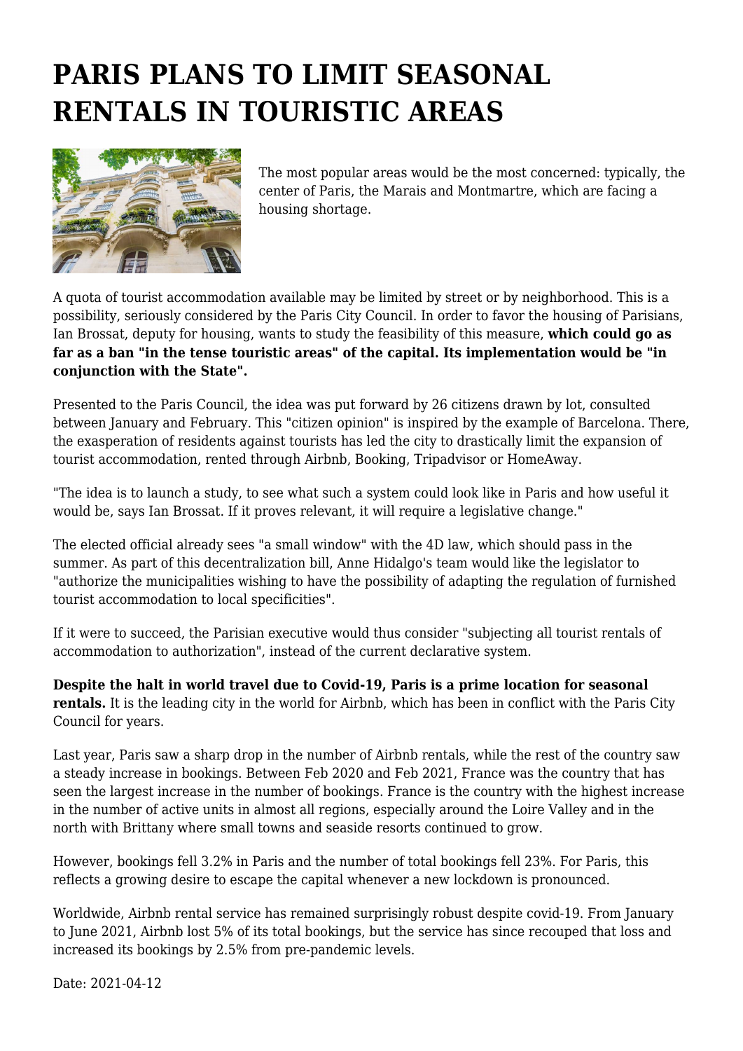# PARIS PLANS TO LIMIT SEASONAL RENTALS IN TOURISTIC AREAS

The most popular areas would be the most concerned: typically, the center of Paris, the Marais and Montmartre, which are facing a housing shortage.

A quota of tourist accommodation available may be limited by street or by neighborhood. This is a possibility, seriously considered by the Paris City Council. In order to favor the housing of Parisians, Ian Brossat, deputy for housing, wants to study the feasibility of this measure, **which could go as far as a ban "in the tense touristic areas" of the capital. Its implementation would be "in conjunction with the State".**

Presented to the Paris Council, the idea was put forward by 26 citizens drawn by lot, consulted between January and February. This "citizen opinion" is inspired by the example of Barcelona. There, the exasperation of residents against tourists has led the city to drastically limit the expansion of tourist accommodation, rented through Airbnb, Booking, Tripadvisor or HomeAway.

"The idea is to launch a study, to see what such a system could look like in Paris and how useful it would be, says Ian Brossat. If it proves relevant, it will require a legislative change."

The elected official already sees "a small window" with the 4D law, which should pass in the summer. As part of this decentralization bill, Anne Hidalgo's team would like the legislator to "authorize the municipalities wishing to have the possibility of adapting the regulation of furnished tourist accommodation to local specificities".

If it were to succeed, the Parisian executive would thus consider "subjecting all tourist rentals of accommodation to authorization", instead of the current declarative system.

**Despite the halt in world travel due to Covid-19, Paris is a prime location for seasonal rentals.** It is the leading city in the world for Airbnb, which has been in conflict with the Paris City Council for years.

Last year, Paris saw a sharp drop in the number of Airbnb rentals, while the rest of the country saw a steady increase in bookings. Between Feb 2020 and Feb 2021, France was the country that has seen the largest increase in the number of bookings. France is the country with the highest increase in the number of active units in almost all regions, especially around the Loire Valley and in the north with Brittany where small towns and seaside resorts continued to grow.

However, bookings fell 3.2% in Paris and the number of total bookings fell 23%. For Paris, this reflects a growing desire to escape the capital whenever a new lockdown is pronounced.

Worldwide, Airbnb rental service has remained surprisingly robust despite covid-19. From January to June 2021, Airbnb lost 5% of its total bookings, but the service has since recouped that loss and increased its bookings by 2.5% from pre-pandemic levels.

Date: 2021-04-12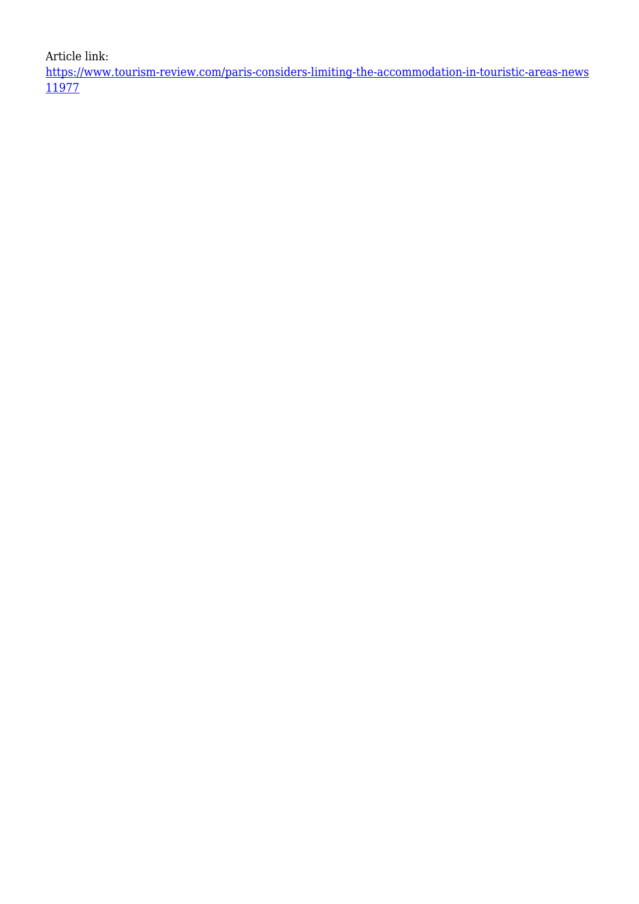Article link:
[https://www.tourism-review.com/paris-considers-limiting-the-accommodation-in-touristic-areas-news11977](https://www.tourism-review.com/paris-considers-limiting-the-accommodation-in-touristic-areas-news11977)